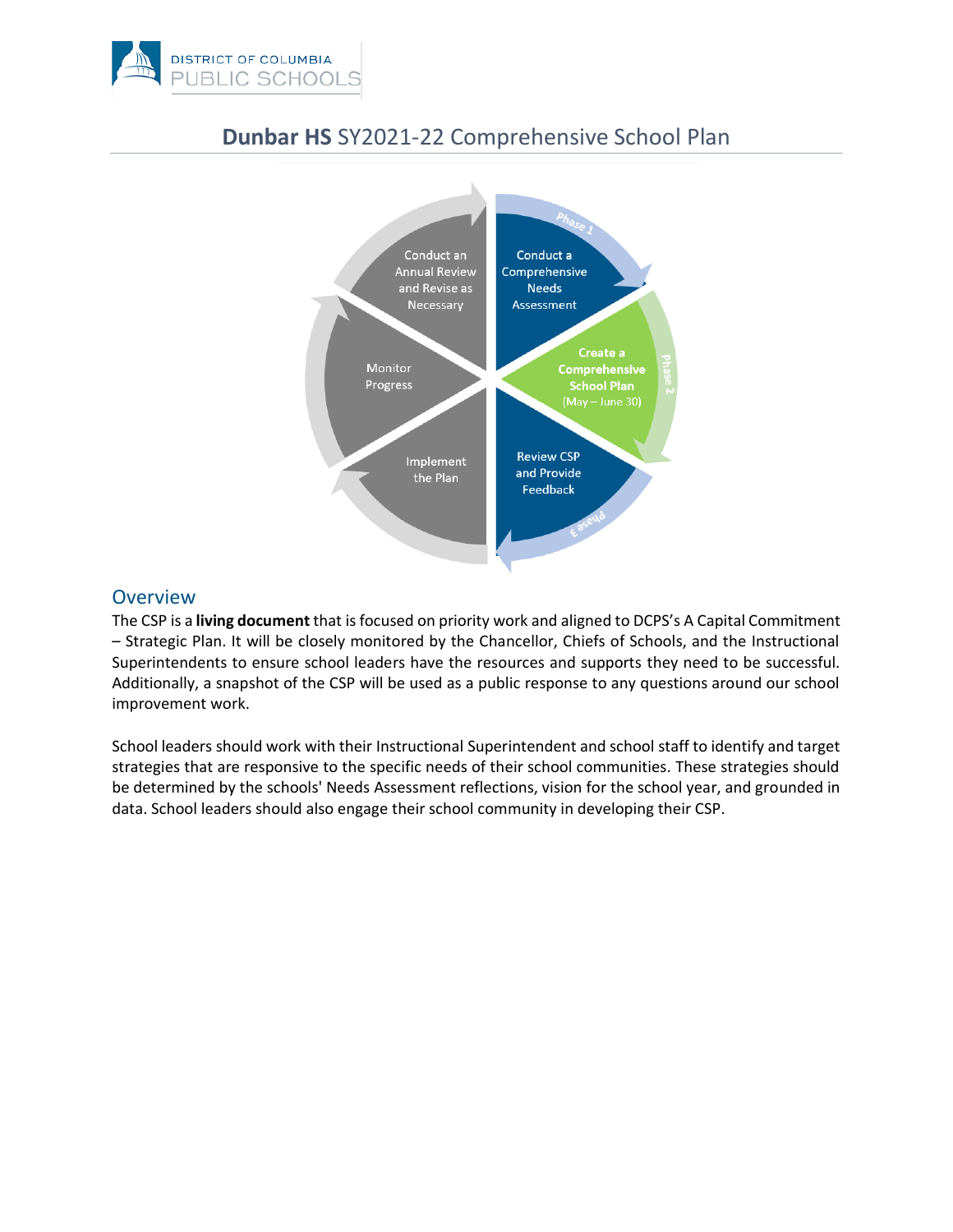DISTRICT OF COLUMBIA
PUBLIC SCHOOLS

# **Dunbar HS** SY2021-22 Comprehensive School Plan

Phase 1

Conduct a Comprehensive Needs Assessment

Phase 2

Create a Comprehensive School Plan (May – June 30)

Phase 3

Review CSP and Provide Feedback

Implement the Plan

Monitor Progress

Conduct an Annual Review and Revise as Necessary

## Overview

The CSP is a **living document** that is focused on priority work and aligned to DCPS's A Capital Commitment – Strategic Plan. It will be closely monitored by the Chancellor, Chiefs of Schools, and the Instructional Superintendents to ensure school leaders have the resources and supports they need to be successful. Additionally, a snapshot of the CSP will be used as a public response to any questions around our school improvement work.

School leaders should work with their Instructional Superintendent and school staff to identify and target strategies that are responsive to the specific needs of their school communities. These strategies should be determined by the schools' Needs Assessment reflections, vision for the school year, and grounded in data. School leaders should also engage their school community in developing their CSP.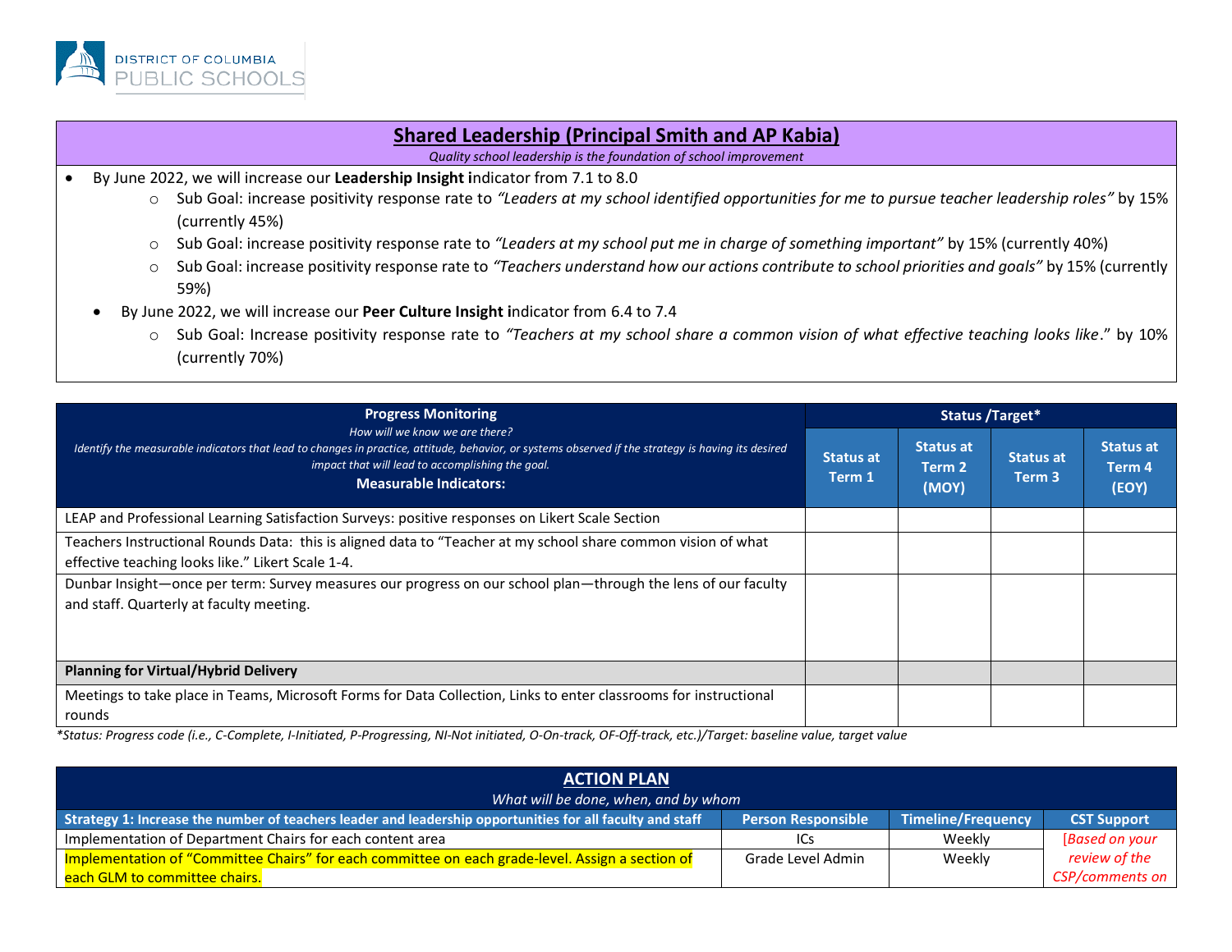## Shared Leadership (Principal Smith and AP Kabia)

*Quality school leadership is the foundation of school improvement*

- By June 2022, we will increase our **Leadership Insight i**ndicator from 7.1 to 8.0
  - Sub Goal: increase positivity response rate to *"Leaders at my school identified opportunities for me to pursue teacher leadership roles"* by 15% (currently 45%)
  - Sub Goal: increase positivity response rate to *"Leaders at my school put me in charge of something important"* by 15% (currently 40%)
  - Sub Goal: increase positivity response rate to *"Teachers understand how our actions contribute to school priorities and goals"* by 15% (currently 59%)
- By June 2022, we will increase our **Peer Culture Insight i**ndicator from 6.4 to 7.4
  - Sub Goal: Increase positivity response rate to *"Teachers at my school share a common vision of what effective teaching looks like*." by 10% (currently 70%)

| **Progress Monitoring**<br>*How will we know we are there?*<br>*Identify the measurable indicators that lead to changes in practice, attitude, behavior, or systems observed if the strategy is having its desired impact that will lead to accomplishing the goal.*<br>**Measurable Indicators:** | **Status /Target*** | | | |
|---|---|---|---|---|
| | **Status at Term 1** | **Status at Term 2 (MOY)** | **Status at Term 3** | **Status at Term 4 (EOY)** |
| LEAP and Professional Learning Satisfaction Surveys: positive responses on Likert Scale Section | | | | |
| Teachers Instructional Rounds Data: this is aligned data to "Teacher at my school share common vision of what effective teaching looks like." Likert Scale 1-4. | | | | |
| Dunbar Insight—once per term: Survey measures our progress on our school plan—through the lens of our faculty and staff. Quarterly at faculty meeting. | | | | |
| **Planning for Virtual/Hybrid Delivery** | | | | |
| Meetings to take place in Teams, Microsoft Forms for Data Collection, Links to enter classrooms for instructional rounds | | | | |

**Status: Progress code (i.e., C-Complete, I-Initiated, P-Progressing, NI-Not initiated, O-On-track, OF-Off-track, etc.)/Target: baseline value, target value*

| **ACTION PLAN**<br>*What will be done, when, and by whom* | | | |
|---|---|---|---|
| **Strategy 1: Increase the number of teachers leader and leadership opportunities for all faculty and staff** | **Person Responsible** | **Timeline/Frequency** | **CST Support** |
| Implementation of Department Chairs for each content area | ICs | Weekly | *[Based on your review of the CSP/comments on* |
| Implementation of "Committee Chairs" for each committee on each grade-level. Assign a section of each GLM to committee chairs. | Grade Level Admin | Weekly | |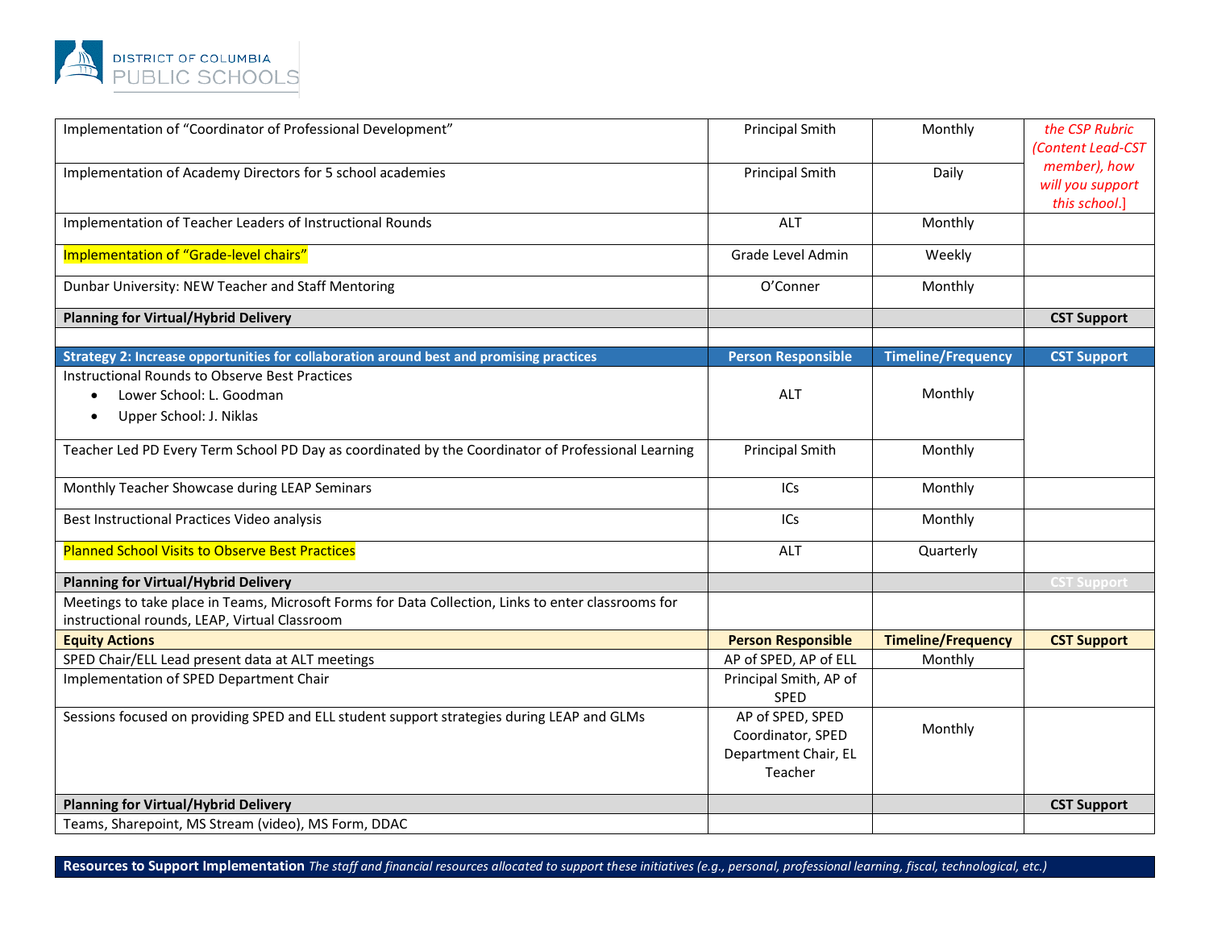| Implementation of "Coordinator of Professional Development" | Principal Smith | Monthly | *the CSP Rubric (Content Lead-CST member), how will you support this school.]* |
|---|---|---|---|
| Implementation of Academy Directors for 5 school academies | Principal Smith | Daily | |
| Implementation of Teacher Leaders of Instructional Rounds | ALT | Monthly | |
| Implementation of "Grade-level chairs" | Grade Level Admin | Weekly | |
| Dunbar University: NEW Teacher and Staff Mentoring | O'Conner | Monthly | |
| **Planning for Virtual/Hybrid Delivery** | | | **CST Support** |
| | | | |
| **Strategy 2: Increase opportunities for collaboration around best and promising practices** | **Person Responsible** | **Timeline/Frequency** | **CST Support** |
| Instructional Rounds to Observe Best Practices<br>• Lower School: L. Goodman<br>• Upper School: J. Niklas | ALT | Monthly | |
| Teacher Led PD Every Term School PD Day as coordinated by the Coordinator of Professional Learning | Principal Smith | Monthly | |
| Monthly Teacher Showcase during LEAP Seminars | ICs | Monthly | |
| Best Instructional Practices Video analysis | ICs | Monthly | |
| Planned School Visits to Observe Best Practices | ALT | Quarterly | |
| **Planning for Virtual/Hybrid Delivery** | | | **CST Support** |
| Meetings to take place in Teams, Microsoft Forms for Data Collection, Links to enter classrooms for instructional rounds, LEAP, Virtual Classroom | | | |
| **Equity Actions** | **Person Responsible** | **Timeline/Frequency** | **CST Support** |
| SPED Chair/ELL Lead present data at ALT meetings | AP of SPED, AP of ELL | Monthly | |
| Implementation of SPED Department Chair | Principal Smith, AP of SPED | | |
| Sessions focused on providing SPED and ELL student support strategies during LEAP and GLMs | AP of SPED, SPED Coordinator, SPED Department Chair, EL Teacher | Monthly | |
| **Planning for Virtual/Hybrid Delivery** | | | **CST Support** |
| Teams, Sharepoint, MS Stream (video), MS Form, DDAC | | | |

**Resources to Support Implementation** *The staff and financial resources allocated to support these initiatives (e.g., personal, professional learning, fiscal, technological, etc.)*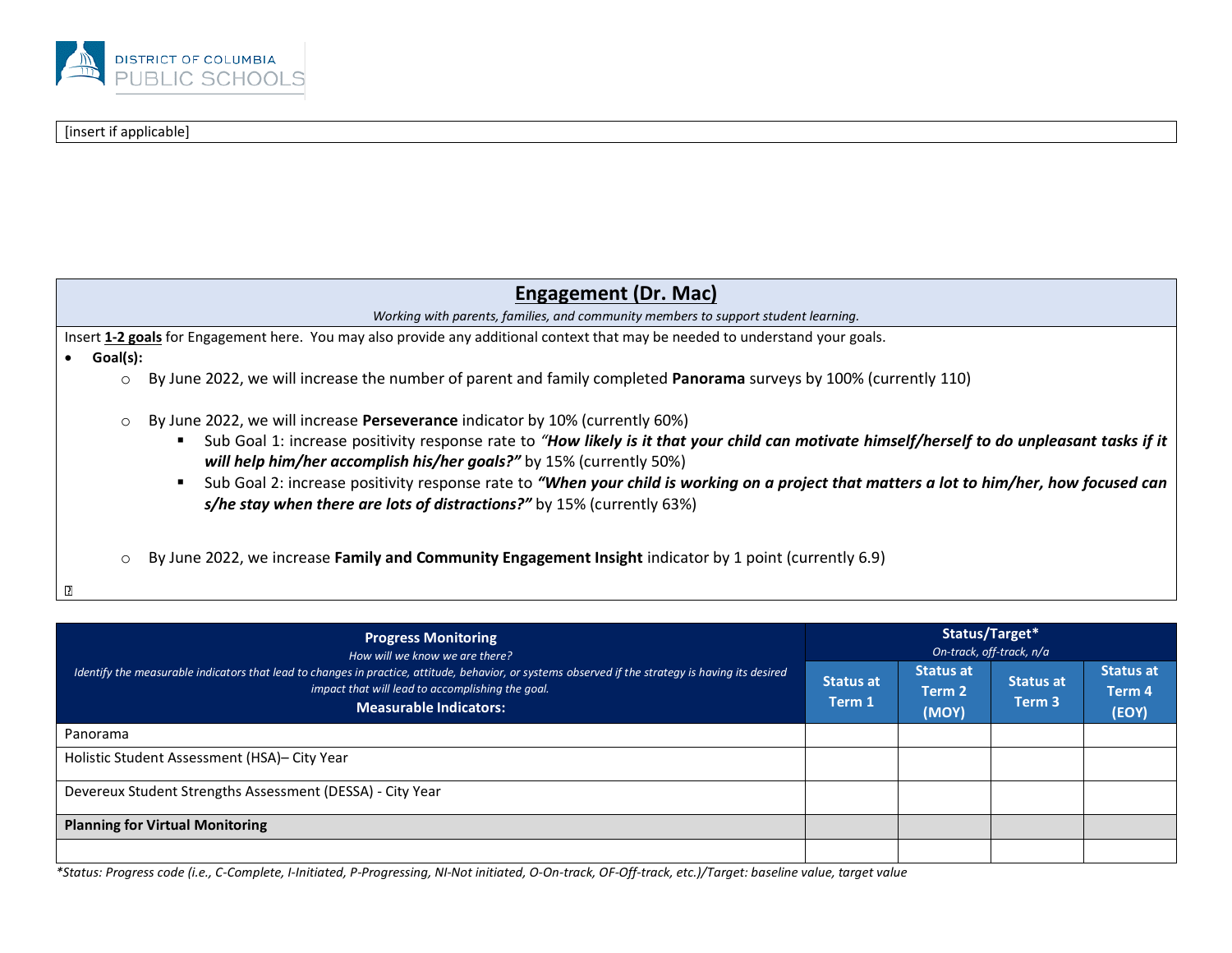[insert if applicable]

## Engagement (Dr. Mac)

*Working with parents, families, and community members to support student learning.*

Insert **1-2 goals** for Engagement here. You may also provide any additional context that may be needed to understand your goals.

- **Goal(s):**
  - By June 2022, we will increase the number of parent and family completed **Panorama** surveys by 100% (currently 110)
  - By June 2022, we will increase **Perseverance** indicator by 10% (currently 60%)
    - Sub Goal 1: increase positivity response rate to ***"How likely is it that your child can motivate himself/herself to do unpleasant tasks if it will help him/her accomplish his/her goals?"*** by 15% (currently 50%)
    - Sub Goal 2: increase positivity response rate to ***"When your child is working on a project that matters a lot to him/her, how focused can s/he stay when there are lots of distractions?"*** by 15% (currently 63%)
  - By June 2022, we increase **Family and Community Engagement Insight** indicator by 1 point (currently 6.9)

| **Progress Monitoring** *How will we know we are there?* *Identify the measurable indicators that lead to changes in practice, attitude, behavior, or systems observed if the strategy is having its desired impact that will lead to accomplishing the goal.* **Measurable Indicators:** | **Status/Target*** *On-track, off-track, n/a* | | | |
|---|---|---|---|---|
| | **Status at Term 1** | **Status at Term 2 (MOY)** | **Status at Term 3** | **Status at Term 4 (EOY)** |
| Panorama | | | | |
| Holistic Student Assessment (HSA)– City Year | | | | |
| Devereux Student Strengths Assessment (DESSA) - City Year | | | | |
| **Planning for Virtual Monitoring** | | | | |
| | | | | |

*\*Status: Progress code (i.e., C-Complete, I-Initiated, P-Progressing, NI-Not initiated, O-On-track, OF-Off-track, etc.)/Target: baseline value, target value*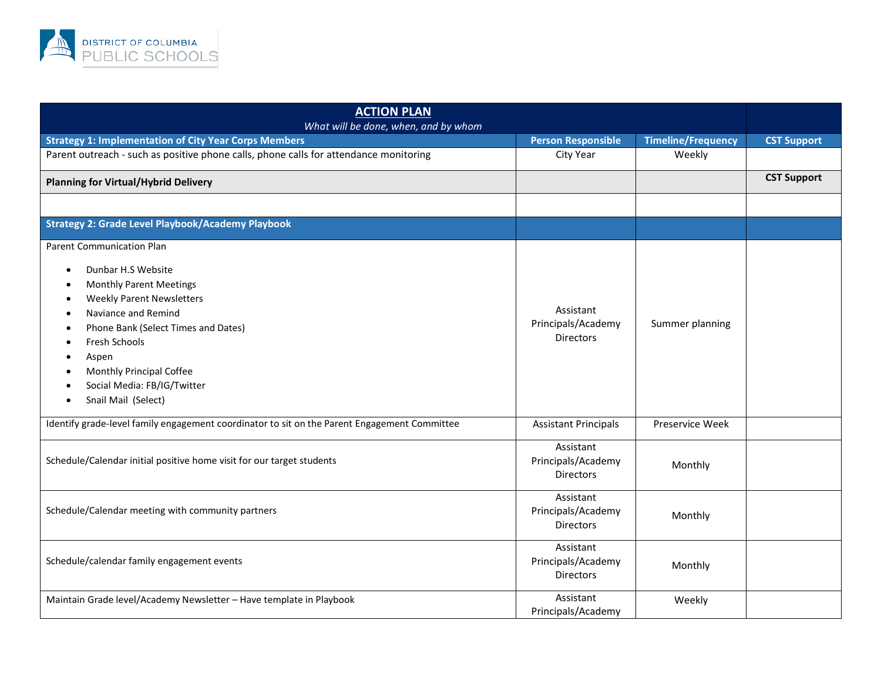| ACTION PLAN<br>*What will be done, when, and by whom* | | | |
|---|---|---|---|
| **Strategy 1: Implementation of City Year Corps Members** | **Person Responsible** | **Timeline/Frequency** | **CST Support** |
| Parent outreach - such as positive phone calls, phone calls for attendance monitoring | City Year | Weekly | |
| **Planning for Virtual/Hybrid Delivery** | | | **CST Support** |
| | | | |
| **Strategy 2: Grade Level Playbook/Academy Playbook** | | | |
| Parent Communication Plan<br>• Dunbar H.S Website<br>• Monthly Parent Meetings<br>• Weekly Parent Newsletters<br>• Naviance and Remind<br>• Phone Bank (Select Times and Dates)<br>• Fresh Schools<br>• Aspen<br>• Monthly Principal Coffee<br>• Social Media: FB/IG/Twitter<br>• Snail Mail (Select) | Assistant Principals/Academy Directors | Summer planning | |
| Identify grade-level family engagement coordinator to sit on the Parent Engagement Committee | Assistant Principals | Preservice Week | |
| Schedule/Calendar initial positive home visit for our target students | Assistant Principals/Academy Directors | Monthly | |
| Schedule/Calendar meeting with community partners | Assistant Principals/Academy Directors | Monthly | |
| Schedule/calendar family engagement events | Assistant Principals/Academy Directors | Monthly | |
| Maintain Grade level/Academy Newsletter – Have template in Playbook | Assistant Principals/Academy | Weekly | |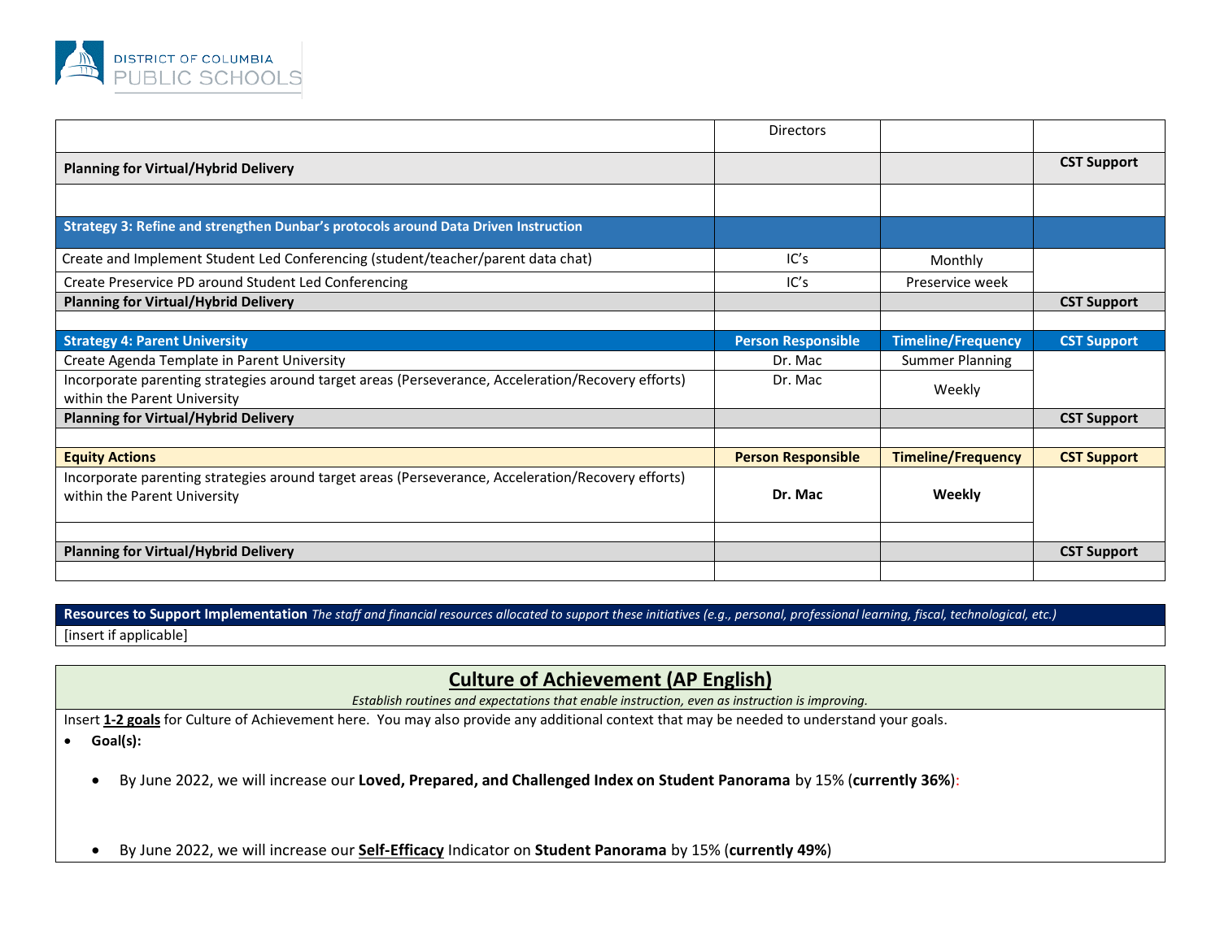| | | | |
|---|---|---|---|
| | Directors | | |
| **Planning for Virtual/Hybrid Delivery** | | | **CST Support** |
| | | | |
| **Strategy 3: Refine and strengthen Dunbar's protocols around Data Driven Instruction** | | | |
| Create and Implement Student Led Conferencing (student/teacher/parent data chat) | IC's | Monthly | |
| Create Preservice PD around Student Led Conferencing | IC's | Preservice week | |
| **Planning for Virtual/Hybrid Delivery** | | | **CST Support** |
| | | | |
| **Strategy 4: Parent University** | **Person Responsible** | **Timeline/Frequency** | **CST Support** |
| Create Agenda Template in Parent University | Dr. Mac | Summer Planning | |
| Incorporate parenting strategies around target areas (Perseverance, Acceleration/Recovery efforts) within the Parent University | Dr. Mac | Weekly | |
| **Planning for Virtual/Hybrid Delivery** | | | **CST Support** |
| | | | |
| **Equity Actions** | **Person Responsible** | **Timeline/Frequency** | **CST Support** |
| Incorporate parenting strategies around target areas (Perseverance, Acceleration/Recovery efforts) within the Parent University | **Dr. Mac** | **Weekly** | |
| | | | |
| **Planning for Virtual/Hybrid Delivery** | | | **CST Support** |
| | | | |

| **Resources to Support Implementation** *The staff and financial resources allocated to support these initiatives (e.g., personal, professional learning, fiscal, technological, etc.)* |
|---|
| [insert if applicable] |

## Culture of Achievement (AP English)

*Establish routines and expectations that enable instruction, even as instruction is improving.*

Insert **1-2 goals** for Culture of Achievement here. You may also provide any additional context that may be needed to understand your goals.

- **Goal(s):**
  - By June 2022, we will increase our **Loved, Prepared, and Challenged Index on Student Panorama** by 15% (**currently 36%**):
  - By June 2022, we will increase our **Self-Efficacy** Indicator on **Student Panorama** by 15% (**currently 49%**)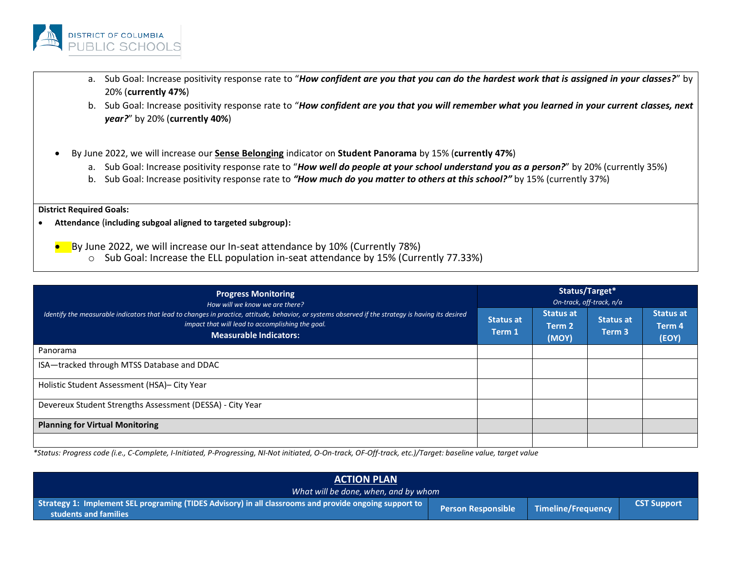a. Sub Goal: Increase positivity response rate to "***How confident are you that you can do the hardest work that is assigned in your classes?***" by 20% (**currently 47%**)

b. Sub Goal: Increase positivity response rate to "***How confident are you that you will remember what you learned in your current classes, next year?***" by 20% (**currently 40%**)

- By June 2022, we will increase our **Sense Belonging** indicator on **Student Panorama** by 15% (**currently 47%**)
  a. Sub Goal: Increase positivity response rate to "***How well do people at your school understand you as a person?***" by 20% (currently 35%)
  b. Sub Goal: Increase positivity response rate to ***"How much do you matter to others at this school?"*** by 15% (currently 37%)

**District Required Goals:**

- **Attendance (including subgoal aligned to targeted subgroup):**

- By June 2022, we will increase our In-seat attendance by 10% (Currently 78%)
  - Sub Goal: Increase the ELL population in-seat attendance by 15% (Currently 77.33%)

| **Progress Monitoring** *How will we know we are there?* *Identify the measurable indicators that lead to changes in practice, attitude, behavior, or systems observed if the strategy is having its desired impact that will lead to accomplishing the goal.* **Measurable Indicators:** | **Status/Target*** *On-track, off-track, n/a* | | | |
|---|---|---|---|---|
| | **Status at Term 1** | **Status at Term 2 (MOY)** | **Status at Term 3** | **Status at Term 4 (EOY)** |
| Panorama | | | | |
| ISA—tracked through MTSS Database and DDAC | | | | |
| Holistic Student Assessment (HSA)– City Year | | | | |
| Devereux Student Strengths Assessment (DESSA) - City Year | | | | |
| **Planning for Virtual Monitoring** | | | | |
| | | | | |

*\*Status: Progress code (i.e., C-Complete, I-Initiated, P-Progressing, NI-Not initiated, O-On-track, OF-Off-track, etc.)/Target: baseline value, target value*

| **ACTION PLAN** *What will be done, when, and by whom* | | | |
|---|---|---|---|
| **Strategy 1: Implement SEL programing (TIDES Advisory) in all classrooms and provide ongoing support to students and families** | **Person Responsible** | **Timeline/Frequency** | **CST Support** |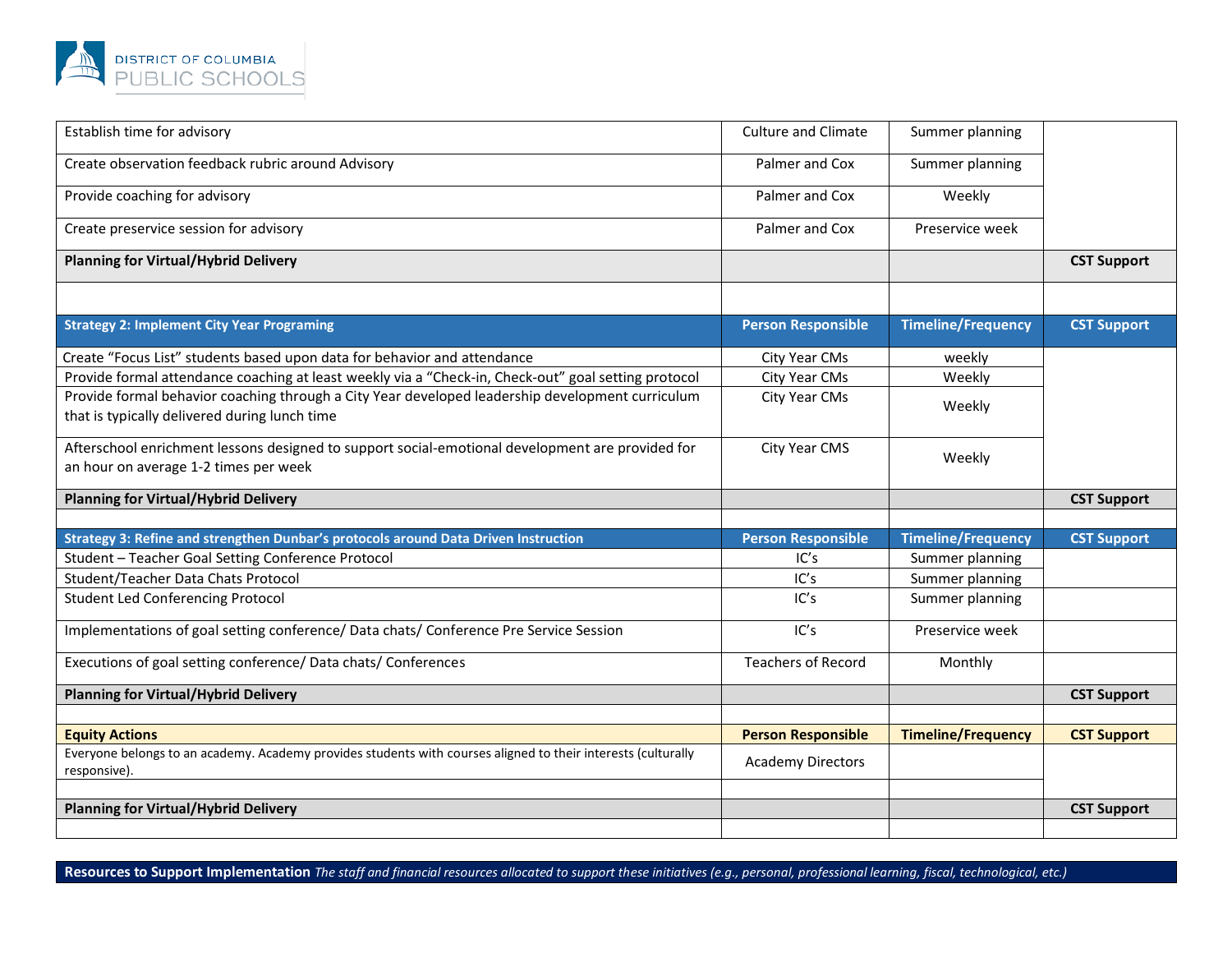| | | | |
|---|---|---|---|
| Establish time for advisory | Culture and Climate | Summer planning | |
| Create observation feedback rubric around Advisory | Palmer and Cox | Summer planning | |
| Provide coaching for advisory | Palmer and Cox | Weekly | |
| Create preservice session for advisory | Palmer and Cox | Preservice week | |
| **Planning for Virtual/Hybrid Delivery** | | | **CST Support** |
| | | | |
| **Strategy 2: Implement City Year Programing** | **Person Responsible** | **Timeline/Frequency** | **CST Support** |
| Create "Focus List" students based upon data for behavior and attendance | City Year CMs | weekly | |
| Provide formal attendance coaching at least weekly via a "Check-in, Check-out" goal setting protocol | City Year CMs | Weekly | |
| Provide formal behavior coaching through a City Year developed leadership development curriculum that is typically delivered during lunch time | City Year CMs | Weekly | |
| Afterschool enrichment lessons designed to support social-emotional development are provided for an hour on average 1-2 times per week | City Year CMS | Weekly | |
| **Planning for Virtual/Hybrid Delivery** | | | **CST Support** |
| | | | |
| **Strategy 3: Refine and strengthen Dunbar's protocols around Data Driven Instruction** | **Person Responsible** | **Timeline/Frequency** | **CST Support** |
| Student – Teacher Goal Setting Conference Protocol | IC's | Summer planning | |
| Student/Teacher Data Chats Protocol | IC's | Summer planning | |
| Student Led Conferencing Protocol | IC's | Summer planning | |
| Implementations of goal setting conference/ Data chats/ Conference Pre Service Session | IC's | Preservice week | |
| Executions of goal setting conference/ Data chats/ Conferences | Teachers of Record | Monthly | |
| **Planning for Virtual/Hybrid Delivery** | | | **CST Support** |
| | | | |
| **Equity Actions** | **Person Responsible** | **Timeline/Frequency** | **CST Support** |
| Everyone belongs to an academy. Academy provides students with courses aligned to their interests (culturally responsive). | Academy Directors | | |
| | | | |
| **Planning for Virtual/Hybrid Delivery** | | | **CST Support** |
| | | | |

**Resources to Support Implementation** *The staff and financial resources allocated to support these initiatives (e.g., personal, professional learning, fiscal, technological, etc.)*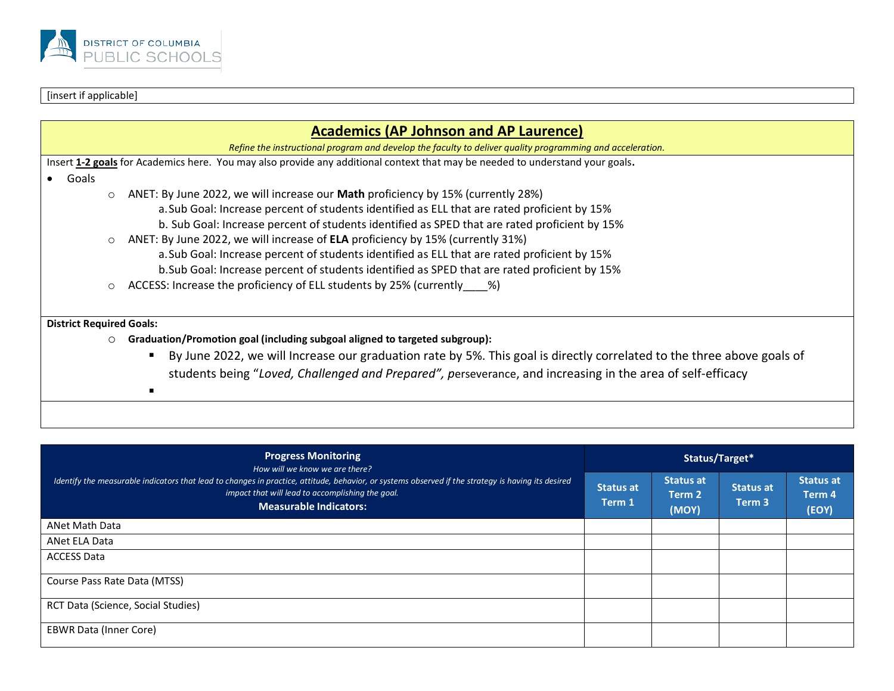DISTRICT OF COLUMBIA PUBLIC SCHOOLS

[insert if applicable]

## Academics (AP Johnson and AP Laurence)

*Refine the instructional program and develop the faculty to deliver quality programming and acceleration.*

Insert **1-2 goals** for Academics here. You may also provide any additional context that may be needed to understand your goals**.**

- Goals
  - ANET: By June 2022, we will increase our **Math** proficiency by 15% (currently 28%)
    a. Sub Goal: Increase percent of students identified as ELL that are rated proficient by 15%
    b. Sub Goal: Increase percent of students identified as SPED that are rated proficient by 15%
  - ANET: By June 2022, we will increase of **ELA** proficiency by 15% (currently 31%)
    a. Sub Goal: Increase percent of students identified as ELL that are rated proficient by 15%
    b. Sub Goal: Increase percent of students identified as SPED that are rated proficient by 15%
  - ACCESS: Increase the proficiency of ELL students by 25% (currently____%)

**District Required Goals:**

- **Graduation/Promotion goal (including subgoal aligned to targeted subgroup):**
  - By June 2022, we will Increase our graduation rate by 5%. This goal is directly correlated to the three above goals of students being "*Loved, Challenged and Prepared", p*erseverance, and increasing in the area of self-efficacy
  - 

| **Progress Monitoring**<br>*How will we know we are there?*<br>*Identify the measurable indicators that lead to changes in practice, attitude, behavior, or systems observed if the strategy is having its desired impact that will lead to accomplishing the goal.*<br>**Measurable Indicators:** | **Status/Target*** | | | |
|---|---|---|---|---|
| | **Status at Term 1** | **Status at Term 2 (MOY)** | **Status at Term 3** | **Status at Term 4 (EOY)** |
| ANet Math Data | | | | |
| ANet ELA Data | | | | |
| ACCESS Data | | | | |
| Course Pass Rate Data (MTSS) | | | | |
| RCT Data (Science, Social Studies) | | | | |
| EBWR Data (Inner Core) | | | | |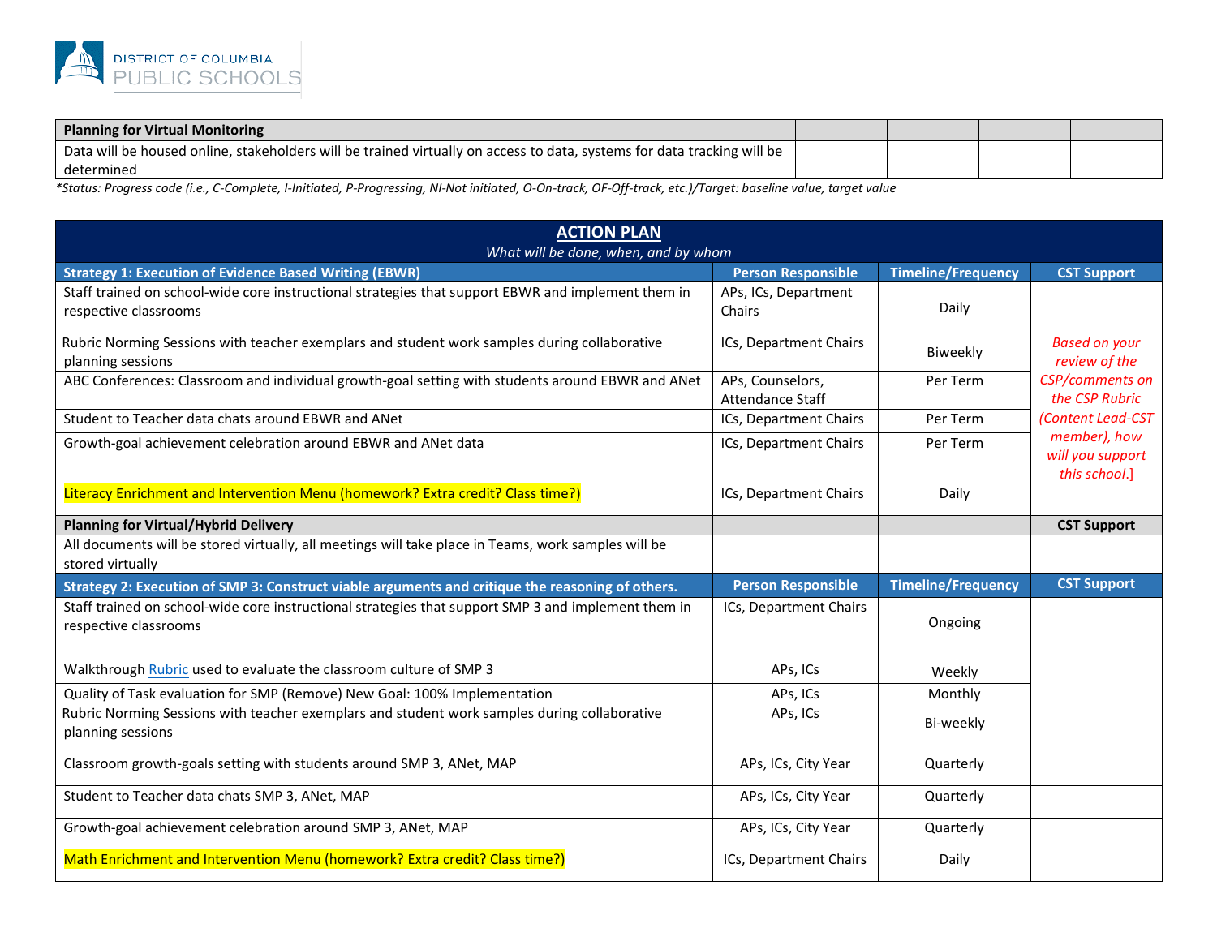| Planning for Virtual Monitoring | | | | |
|---|---|---|---|---|
| Data will be housed online, stakeholders will be trained virtually on access to data, systems for data tracking will be determined | | | | |

*Status: Progress code (i.e., C-Complete, I-Initiated, P-Progressing, NI-Not initiated, O-On-track, OF-Off-track, etc.)/Target: baseline value, target value*

## ACTION PLAN

*What will be done, when, and by whom*

| Strategy 1: Execution of Evidence Based Writing (EBWR) | Person Responsible | Timeline/Frequency | CST Support |
|---|---|---|---|
| Staff trained on school-wide core instructional strategies that support EBWR and implement them in respective classrooms | APs, ICs, Department Chairs | Daily | |
| Rubric Norming Sessions with teacher exemplars and student work samples during collaborative planning sessions | ICs, Department Chairs | Biweekly | *Based on your review of the CSP/comments on the CSP Rubric (Content Lead-CST member), how will you support this school.]* |
| ABC Conferences: Classroom and individual growth-goal setting with students around EBWR and ANet | APs, Counselors, Attendance Staff | Per Term | |
| Student to Teacher data chats around EBWR and ANet | ICs, Department Chairs | Per Term | |
| Growth-goal achievement celebration around EBWR and ANet data | ICs, Department Chairs | Per Term | |
| Literacy Enrichment and Intervention Menu (homework? Extra credit? Class time?) | ICs, Department Chairs | Daily | |
| **Planning for Virtual/Hybrid Delivery** | | | **CST Support** |
| All documents will be stored virtually, all meetings will take place in Teams, work samples will be stored virtually | | | |
| **Strategy 2: Execution of SMP 3: Construct viable arguments and critique the reasoning of others.** | **Person Responsible** | **Timeline/Frequency** | **CST Support** |
| Staff trained on school-wide core instructional strategies that support SMP 3 and implement them in respective classrooms | ICs, Department Chairs | Ongoing | |
| Walkthrough Rubric used to evaluate the classroom culture of SMP 3 | APs, ICs | Weekly | |
| Quality of Task evaluation for SMP (Remove) New Goal: 100% Implementation | APs, ICs | Monthly | |
| Rubric Norming Sessions with teacher exemplars and student work samples during collaborative planning sessions | APs, ICs | Bi-weekly | |
| Classroom growth-goals setting with students around SMP 3, ANet, MAP | APs, ICs, City Year | Quarterly | |
| Student to Teacher data chats SMP 3, ANet, MAP | APs, ICs, City Year | Quarterly | |
| Growth-goal achievement celebration around SMP 3, ANet, MAP | APs, ICs, City Year | Quarterly | |
| Math Enrichment and Intervention Menu (homework? Extra credit? Class time?) | ICs, Department Chairs | Daily | |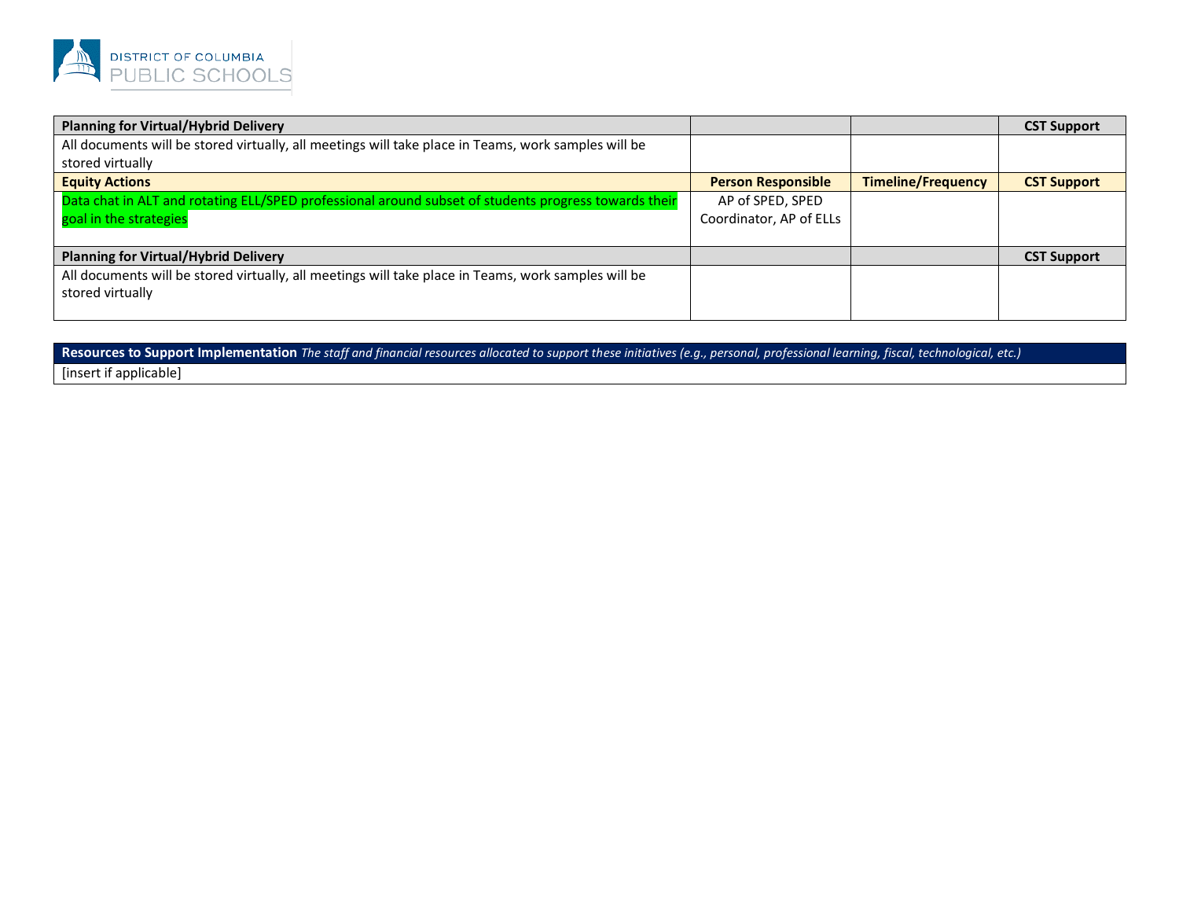| Planning for Virtual/Hybrid Delivery | | | CST Support |
|---|---|---|---|
| All documents will be stored virtually, all meetings will take place in Teams, work samples will be stored virtually | | | |
| **Equity Actions** | **Person Responsible** | **Timeline/Frequency** | **CST Support** |
| Data chat in ALT and rotating ELL/SPED professional around subset of students progress towards their goal in the strategies | AP of SPED, SPED Coordinator, AP of ELLs | | |
| **Planning for Virtual/Hybrid Delivery** | | | **CST Support** |
| All documents will be stored virtually, all meetings will take place in Teams, work samples will be stored virtually | | | |

| **Resources to Support Implementation** *The staff and financial resources allocated to support these initiatives (e.g., personal, professional learning, fiscal, technological, etc.)* |
|---|
| [insert if applicable] |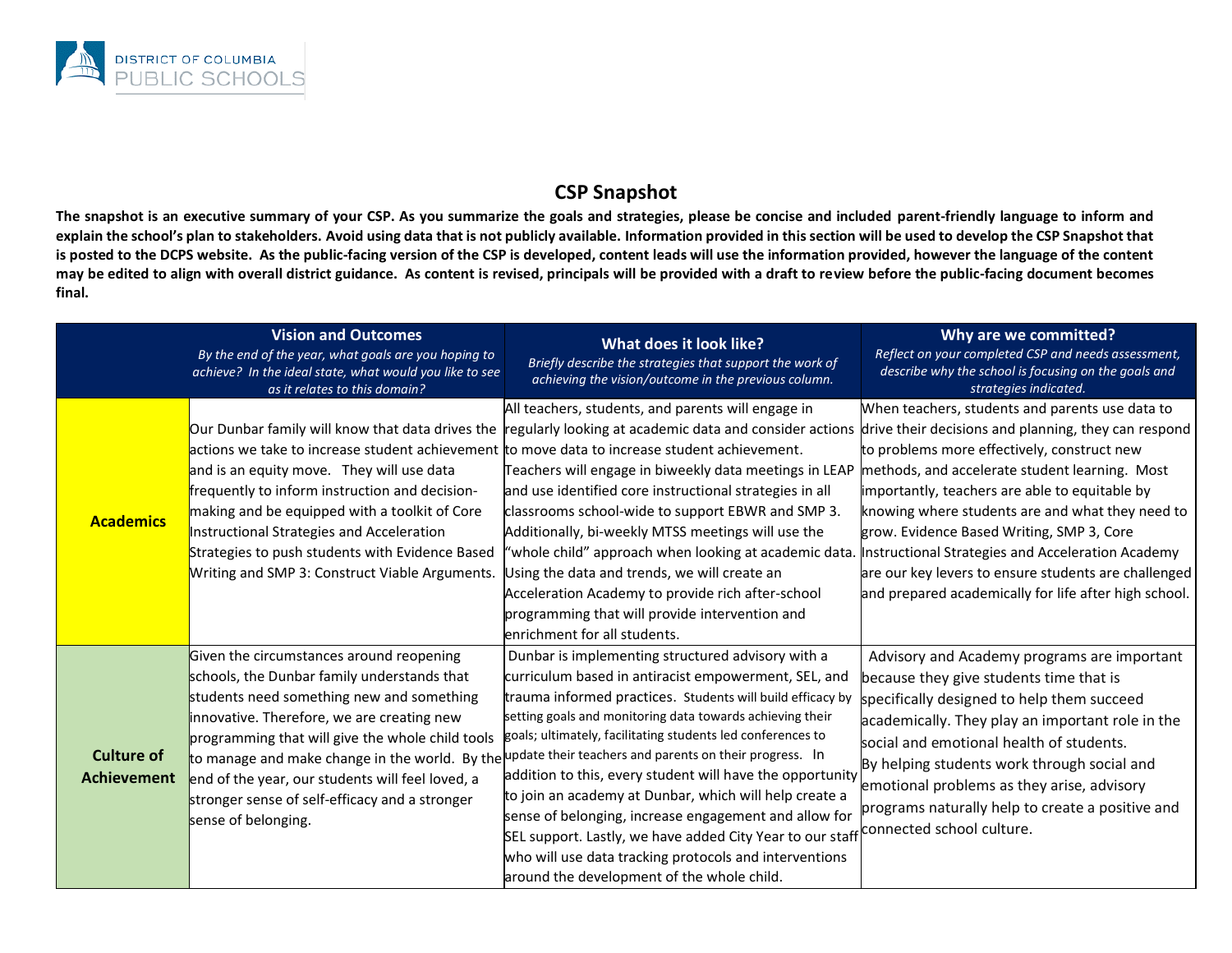DISTRICT OF COLUMBIA PUBLIC SCHOOLS

## CSP Snapshot

**The snapshot is an executive summary of your CSP. As you summarize the goals and strategies, please be concise and included parent-friendly language to inform and explain the school's plan to stakeholders. Avoid using data that is not publicly available. Information provided in this section will be used to develop the CSP Snapshot that is posted to the DCPS website. As the public-facing version of the CSP is developed, content leads will use the information provided, however the language of the content may be edited to align with overall district guidance. As content is revised, principals will be provided with a draft to review before the public-facing document becomes final.**

| | **Vision and Outcomes**<br>*By the end of the year, what goals are you hoping to achieve? In the ideal state, what would you like to see as it relates to this domain?* | **What does it look like?**<br>*Briefly describe the strategies that support the work of achieving the vision/outcome in the previous column.* | **Why are we committed?**<br>*Reflect on your completed CSP and needs assessment, describe why the school is focusing on the goals and strategies indicated.* |
|---|---|---|---|
| **Academics** | Our Dunbar family will know that data drives the actions we take to increase student achievement and is an equity move. They will use data frequently to inform instruction and decision-making and be equipped with a toolkit of Core Instructional Strategies and Acceleration Strategies to push students with Evidence Based Writing and SMP 3: Construct Viable Arguments. | All teachers, students, and parents will engage in regularly looking at academic data and consider actions to move data to increase student achievement. Teachers will engage in biweekly data meetings in LEAP and use identified core instructional strategies in all classrooms school-wide to support EBWR and SMP 3. Additionally, bi-weekly MTSS meetings will use the "whole child" approach when looking at academic data. Using the data and trends, we will create an Acceleration Academy to provide rich after-school programming that will provide intervention and enrichment for all students. | When teachers, students and parents use data to drive their decisions and planning, they can respond to problems more effectively, construct new methods, and accelerate student learning. Most importantly, teachers are able to equitable by knowing where students are and what they need to grow. Evidence Based Writing, SMP 3, Core Instructional Strategies and Acceleration Academy are our key levers to ensure students are challenged and prepared academically for life after high school. |
| **Culture of Achievement** | Given the circumstances around reopening schools, the Dunbar family understands that students need something new and something innovative. Therefore, we are creating new programming that will give the whole child tools to manage and make change in the world. By the end of the year, our students will feel loved, a stronger sense of self-efficacy and a stronger sense of belonging. | Dunbar is implementing structured advisory with a curriculum based in antiracist empowerment, SEL, and trauma informed practices. Students will build efficacy by setting goals and monitoring data towards achieving their goals; ultimately, facilitating students led conferences to update their teachers and parents on their progress. In addition to this, every student will have the opportunity to join an academy at Dunbar, which will help create a sense of belonging, increase engagement and allow for SEL support. Lastly, we have added City Year to our staff who will use data tracking protocols and interventions around the development of the whole child. | Advisory and Academy programs are important because they give students time that is specifically designed to help them succeed academically. They play an important role in the social and emotional health of students. By helping students work through social and emotional problems as they arise, advisory programs naturally help to create a positive and connected school culture. |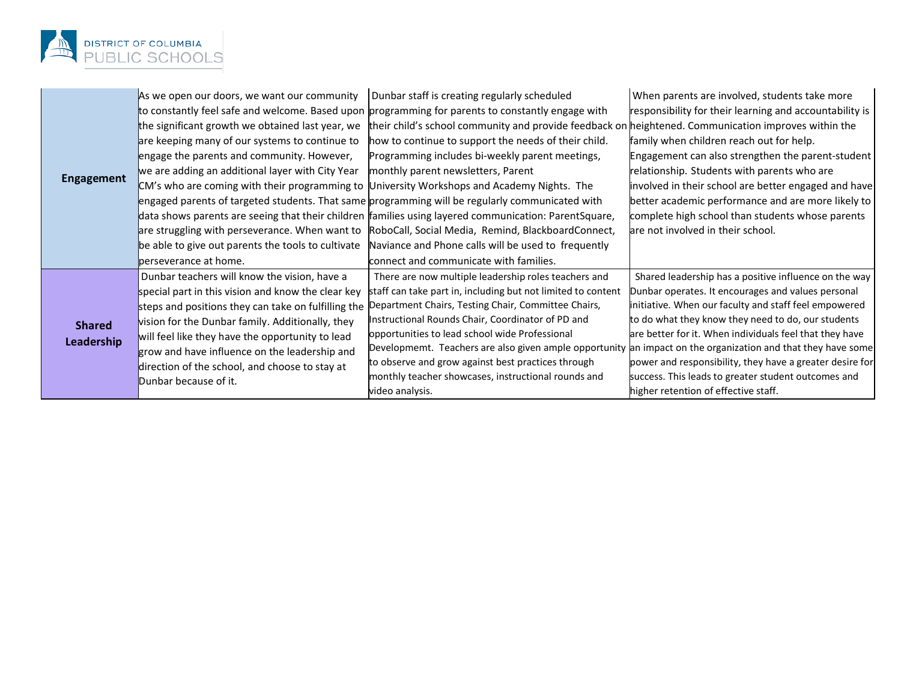| | | | |
|---|---|---|---|
| **Engagement** | As we open our doors, we want our community to constantly feel safe and welcome. Based upon the significant growth we obtained last year, we are keeping many of our systems to continue to engage the parents and community. However, we are adding an additional layer with City Year CM's who are coming with their programming to engaged parents of targeted students. That same data shows parents are seeing that their children are struggling with perseverance. When want to be able to give out parents the tools to cultivate perseverance at home. | Dunbar staff is creating regularly scheduled programming for parents to constantly engage with their child's school community and provide feedback on how to continue to support the needs of their child. Programming includes bi-weekly parent meetings, monthly parent newsletters, Parent University Workshops and Academy Nights. The programming will be regularly communicated with families using layered communication: ParentSquare, RoboCall, Social Media, Remind, BlackboardConnect, Naviance and Phone calls will be used to frequently connect and communicate with families. | When parents are involved, students take more responsibility for their learning and accountability is heightened. Communication improves within the family when children reach out for help. Engagement can also strengthen the parent-student relationship. Students with parents who are involved in their school are better engaged and have better academic performance and are more likely to complete high school than students whose parents are not involved in their school. |
| **Shared Leadership** | Dunbar teachers will know the vision, have a special part in this vision and know the clear key steps and positions they can take on fulfilling the vision for the Dunbar family. Additionally, they will feel like they have the opportunity to lead grow and have influence on the leadership and direction of the school, and choose to stay at Dunbar because of it. | There are now multiple leadership roles teachers and staff can take part in, including but not limited to content Department Chairs, Testing Chair, Committee Chairs, Instructional Rounds Chair, Coordinator of PD and opportunities to lead school wide Professional Developmemt. Teachers are also given ample opportunity to observe and grow against best practices through monthly teacher showcases, instructional rounds and video analysis. | Shared leadership has a positive influence on the way Dunbar operates. It encourages and values personal initiative. When our faculty and staff feel empowered to do what they know they need to do, our students are better for it. When individuals feel that they have an impact on the organization and that they have some power and responsibility, they have a greater desire for success. This leads to greater student outcomes and higher retention of effective staff. |